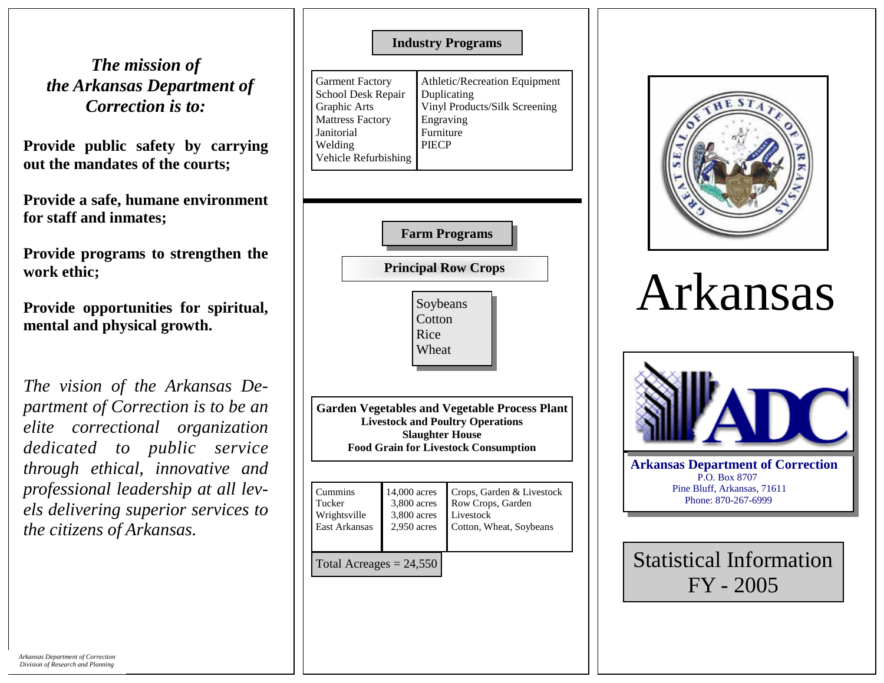*The mission of the Arkansas Department of Correction is to:*

**Provide public safety by carrying out the mandates of the courts;**

**Provide a safe, humane environment for staff and inmates;**

**Provide programs to strengthen the work ethic;**

**Provide opportunities for spiritual, mental and physical growth.**

*The vision of the Arkansas Department of Correction is to be an elite correctional organization dedicated to public service through ethical, innovative and professional leadership at all levels delivering superior services to the citizens of Arkansas.*

*Arkansas Department of Correction*
*Division of Research and Planning*

## Industry Programs

| | |
|---|---|
| Garment Factory | Athletic/Recreation Equipment |
| School Desk Repair | Duplicating |
| Graphic Arts | Vinyl Products/Silk Screening |
| Mattress Factory | Engraving |
| Janitorial | Furniture |
| Welding | PIECP |
| Vehicle Refurbishing | |

## Farm Programs

### Principal Row Crops

- Soybeans
- Cotton
- Rice
- Wheat

**Garden Vegetables and Vegetable Process Plant**
**Livestock and Poultry Operations**
**Slaughter House**
**Food Grain for Livestock Consumption**

| | | |
|---|---|---|
| Cummins | 14,000 acres | Crops, Garden & Livestock |
| Tucker | 3,800 acres | Row Crops, Garden |
| Wrightsville | 3,800 acres | Livestock |
| East Arkansas | 2,950 acres | Cotton, Wheat, Soybeans |

Total Acreages = 24,550

# Arkansas

**Arkansas Department of Correction**
P.O. Box 8707
Pine Bluff, Arkansas, 71611
Phone: 870-267-6999

## Statistical Information FY - 2005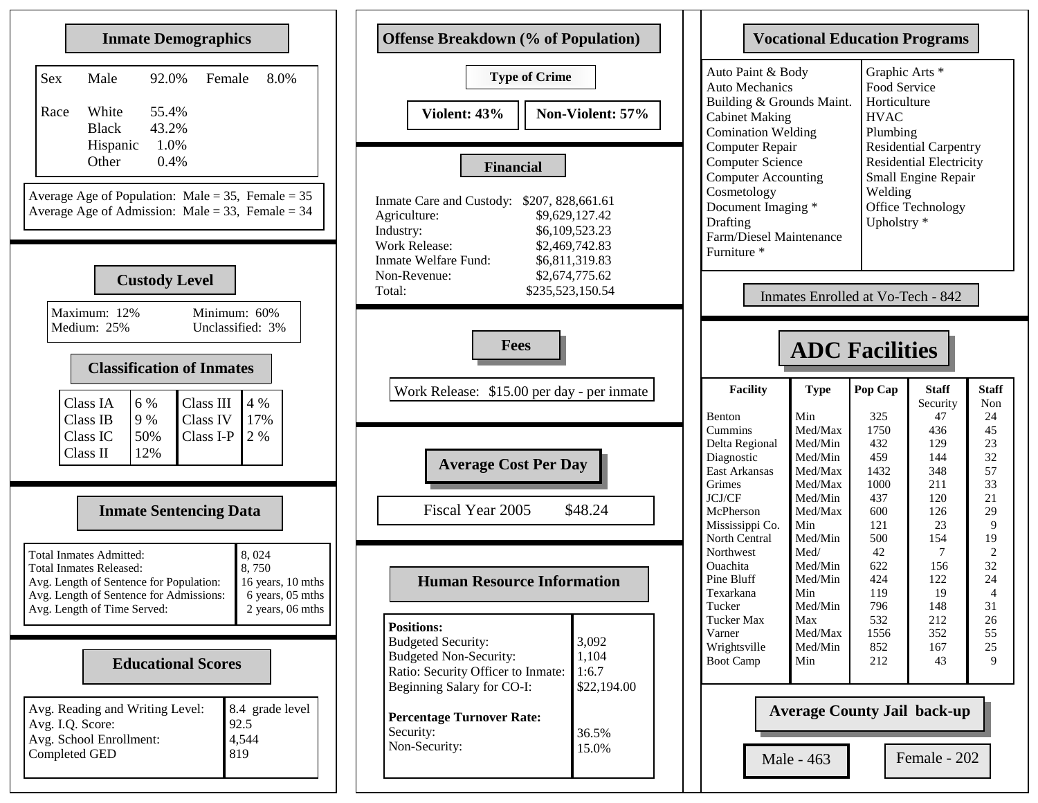## Inmate Demographics

| | | | | |
|---|---|---|---|---|
| Sex | Male | 92.0% | Female | 8.0% |
| Race | White | 55.4% | | |
| | Black | 43.2% | | |
| | Hispanic | 1.0% | | |
| | Other | 0.4% | | |

Average Age of Population: Male = 35, Female = 35
Average Age of Admission: Male = 33, Female = 34

## Custody Level

| | |
|---|---|
| Maximum: 12% | Minimum: 60% |
| Medium: 25% | Unclassified: 3% |

## Classification of Inmates

| | | | |
|---|---|---|---|
| Class IA | 6 % | Class III | 4 % |
| Class IB | 9 % | Class IV | 17% |
| Class IC | 50% | Class I-P | 2 % |
| Class II | 12% | | |

## Inmate Sentencing Data

| | |
|---|---|
| Total Inmates Admitted: | 8, 024 |
| Total Inmates Released: | 8, 750 |
| Avg. Length of Sentence for Population: | 16 years, 10 mths |
| Avg. Length of Sentence for Admissions: | 6 years, 05 mths |
| Avg. Length of Time Served: | 2 years, 06 mths |

## Educational Scores

| | |
|---|---|
| Avg. Reading and Writing Level: | 8.4 grade level |
| Avg. I.Q. Score: | 92.5 |
| Avg. School Enrollment: | 4,544 |
| Completed GED | 819 |

## Offense Breakdown (% of Population)

**Type of Crime**

**Violent: 43%** | **Non-Violent: 57%**

## Financial

| | |
|---|---|
| Inmate Care and Custody: | $207, 828,661.61 |
| Agriculture: | $9,629,127.42 |
| Industry: | $6,109,523.23 |
| Work Release: | $2,469,742.83 |
| Inmate Welfare Fund: | $6,811,319.83 |
| Non-Revenue: | $2,674,775.62 |
| Total: | $235,523,150.54 |

## Fees

Work Release: $15.00 per day - per inmate

## Average Cost Per Day

Fiscal Year 2005 $48.24

## Human Resource Information

| | |
|---|---|
| **Positions:** | |
| Budgeted Security: | 3,092 |
| Budgeted Non-Security: | 1,104 |
| Ratio: Security Officer to Inmate: | 1:6.7 |
| Beginning Salary for CO-I: | $22,194.00 |
| **Percentage Turnover Rate:** | |
| Security: | 36.5% |
| Non-Security: | 15.0% |

## Vocational Education Programs

| | |
|---|---|
| Auto Paint & Body | Graphic Arts * |
| Auto Mechanics | Food Service |
| Building & Grounds Maint. | Horticulture |
| Cabinet Making | HVAC |
| Comination Welding | Plumbing |
| Computer Repair | Residential Carpentry |
| Computer Science | Residential Electricity |
| Computer Accounting | Small Engine Repair |
| Cosmetology | Welding |
| Document Imaging * | Office Technology |
| Drafting | Upholstry * |
| Farm/Diesel Maintenance | |
| Furniture * | |

Inmates Enrolled at Vo-Tech - 842

# ADC Facilities

| Facility | Type | Pop Cap | Staff Security | Staff Non |
|---|---|---|---|---|
| Benton | Min | 325 | 47 | 24 |
| Cummins | Med/Max | 1750 | 436 | 45 |
| Delta Regional | Med/Min | 432 | 129 | 23 |
| Diagnostic | Med/Min | 459 | 144 | 32 |
| East Arkansas | Med/Max | 1432 | 348 | 57 |
| Grimes | Med/Max | 1000 | 211 | 33 |
| JCJ/CF | Med/Min | 437 | 120 | 21 |
| McPherson | Med/Max | 600 | 126 | 29 |
| Mississippi Co. | Min | 121 | 23 | 9 |
| North Central | Med/Min | 500 | 154 | 19 |
| Northwest | Med/ | 42 | 7 | 2 |
| Ouachita | Med/Min | 622 | 156 | 32 |
| Pine Bluff | Med/Min | 424 | 122 | 24 |
| Texarkana | Min | 119 | 19 | 4 |
| Tucker | Med/Min | 796 | 148 | 31 |
| Tucker Max | Max | 532 | 212 | 26 |
| Varner | Med/Max | 1556 | 352 | 55 |
| Wrightsville | Med/Min | 852 | 167 | 25 |
| Boot Camp | Min | 212 | 43 | 9 |

## Average County Jail back-up

Male - 463 | Female - 202